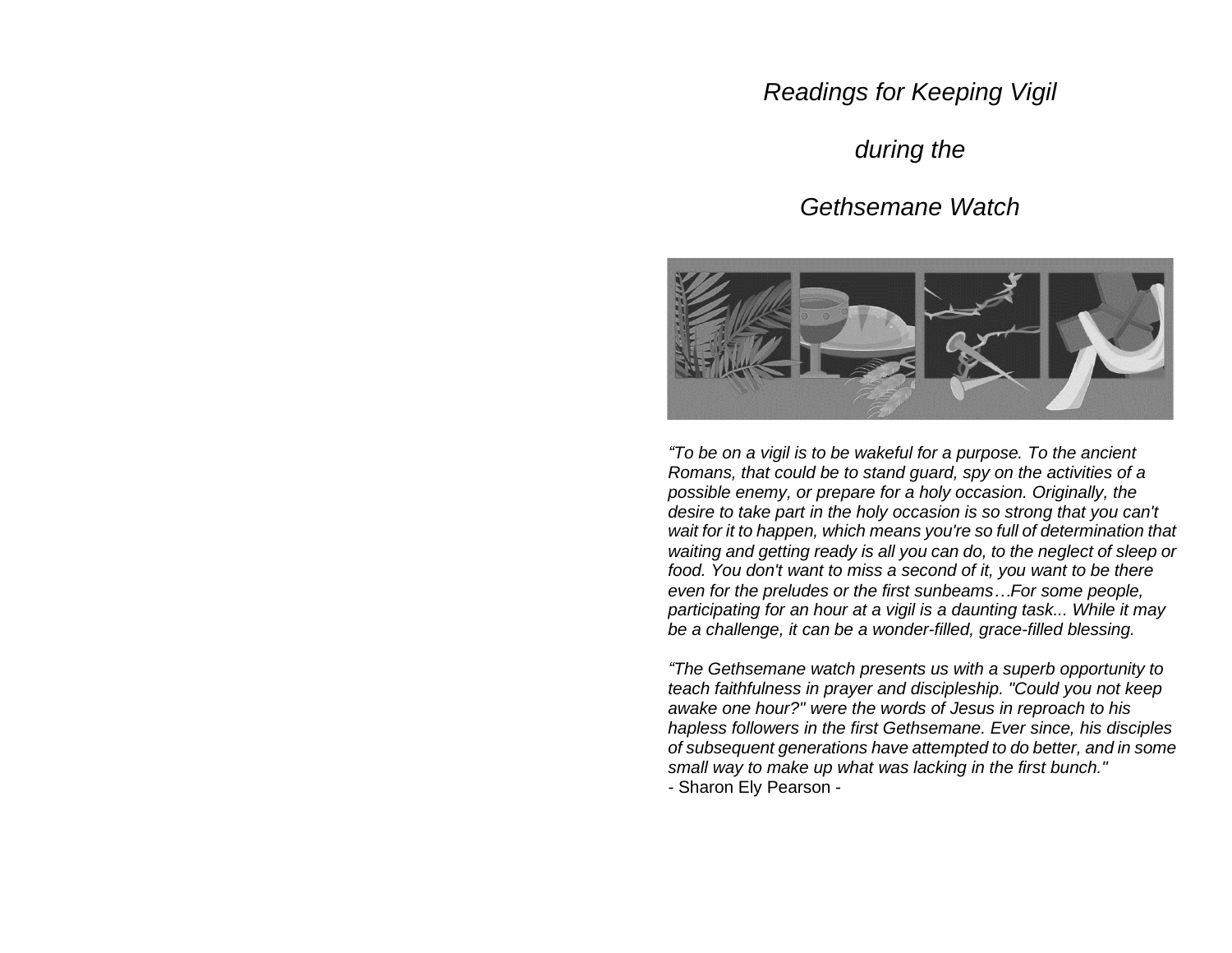# *Readings for Keeping Vigil*

# *during the*

# *Gethsemane Watch*

*"To be on a vigil is to be wakeful for a purpose. To the ancient Romans, that could be to stand guard, spy on the activities of a possible enemy, or prepare for a holy occasion. Originally, the desire to take part in the holy occasion is so strong that you can't wait for it to happen, which means you're so full of determination that waiting and getting ready is all you can do, to the neglect of sleep or food. You don't want to miss a second of it, you want to be there even for the preludes or the first sunbeams…For some people, participating for an hour at a vigil is a daunting task... While it may be a challenge, it can be a wonder-filled, grace-filled blessing.*

*"The Gethsemane watch presents us with a superb opportunity to teach faithfulness in prayer and discipleship. "Could you not keep awake one hour?" were the words of Jesus in reproach to his hapless followers in the first Gethsemane. Ever since, his disciples of subsequent generations have attempted to do better, and in some small way to make up what was lacking in the first bunch."*
- Sharon Ely Pearson -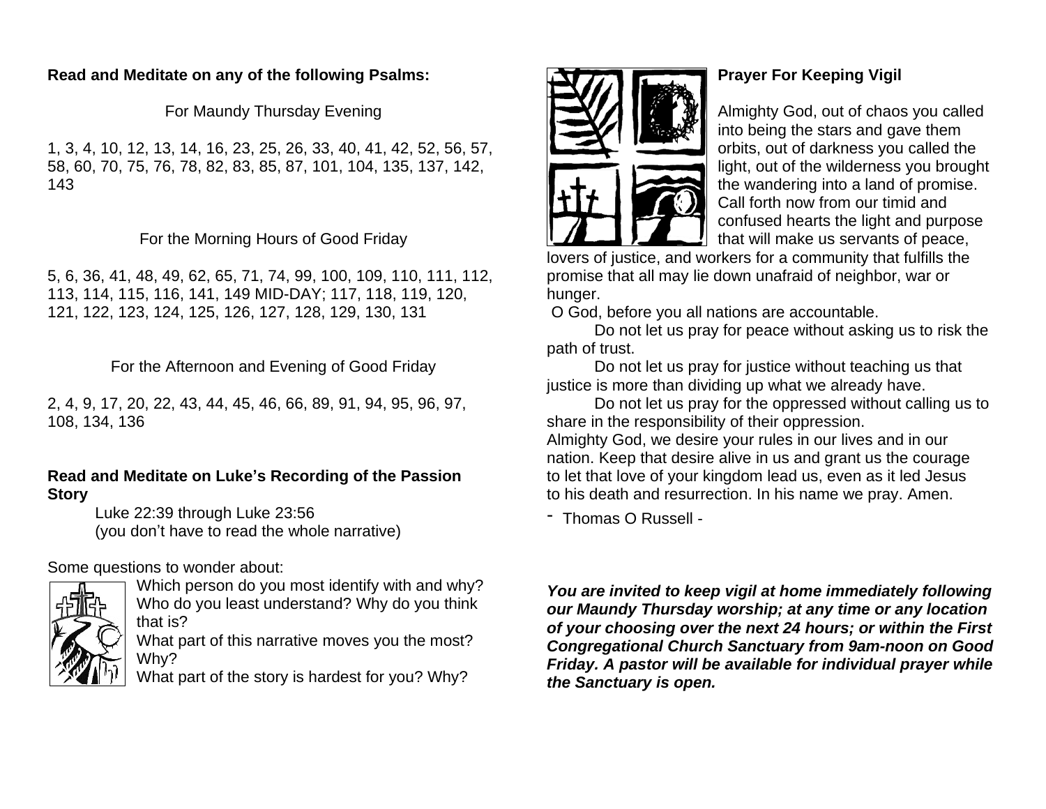**Read and Meditate on any of the following Psalms:**

For Maundy Thursday Evening

1, 3, 4, 10, 12, 13, 14, 16, 23, 25, 26, 33, 40, 41, 42, 52, 56, 57, 58, 60, 70, 75, 76, 78, 82, 83, 85, 87, 101, 104, 135, 137, 142, 143

For the Morning Hours of Good Friday

5, 6, 36, 41, 48, 49, 62, 65, 71, 74, 99, 100, 109, 110, 111, 112, 113, 114, 115, 116, 141, 149 MID-DAY; 117, 118, 119, 120, 121, 122, 123, 124, 125, 126, 127, 128, 129, 130, 131

For the Afternoon and Evening of Good Friday

2, 4, 9, 17, 20, 22, 43, 44, 45, 46, 66, 89, 91, 94, 95, 96, 97, 108, 134, 136

**Read and Meditate on Luke's Recording of the Passion Story**

Luke 22:39 through Luke 23:56
(you don't have to read the whole narrative)

Some questions to wonder about:

Which person do you most identify with and why?
Who do you least understand? Why do you think that is?
What part of this narrative moves you the most? Why?
What part of the story is hardest for you? Why?

**Prayer For Keeping Vigil**

Almighty God, out of chaos you called into being the stars and gave them orbits, out of darkness you called the light, out of the wilderness you brought the wandering into a land of promise. Call forth now from our timid and confused hearts the light and purpose that will make us servants of peace, lovers of justice, and workers for a community that fulfills the promise that all may lie down unafraid of neighbor, war or hunger.

O God, before you all nations are accountable.

Do not let us pray for peace without asking us to risk the path of trust.

Do not let us pray for justice without teaching us that justice is more than dividing up what we already have.

Do not let us pray for the oppressed without calling us to share in the responsibility of their oppression.

Almighty God, we desire your rules in our lives and in our nation. Keep that desire alive in us and grant us the courage to let that love of your kingdom lead us, even as it led Jesus to his death and resurrection. In his name we pray. Amen.

- Thomas O Russell -

***You are invited to keep vigil at home immediately following our Maundy Thursday worship; at any time or any location of your choosing over the next 24 hours; or within the First Congregational Church Sanctuary from 9am-noon on Good Friday. A pastor will be available for individual prayer while the Sanctuary is open.***